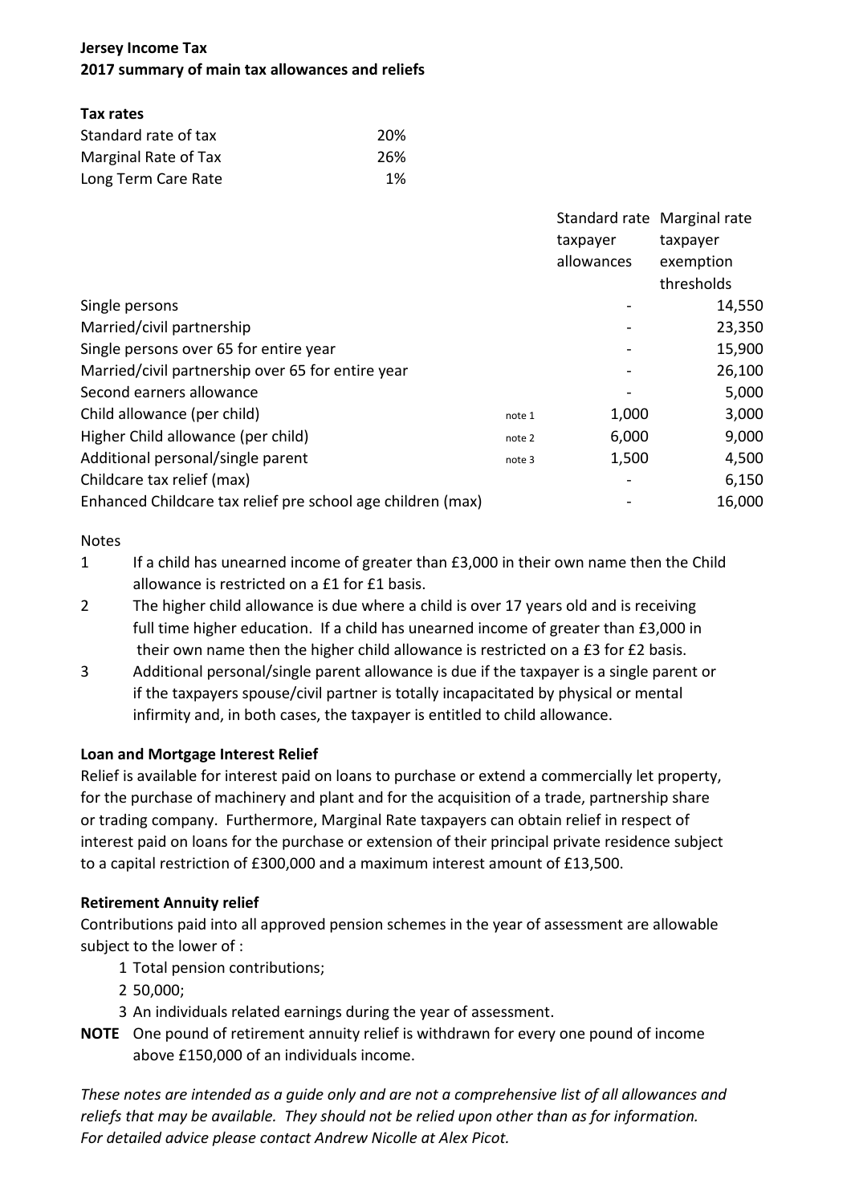**Jersey Income Tax**
**2017 summary of main tax allowances and reliefs**

**Tax rates**

| | |
|---|---|
| Standard rate of tax | 20% |
| Marginal Rate of Tax | 26% |
| Long Term Care Rate | 1% |

| | | Standard rate taxpayer allowances | Marginal rate taxpayer exemption thresholds |
|---|---|---|---|
| Single persons | | - | 14,550 |
| Married/civil partnership | | - | 23,350 |
| Single persons over 65 for entire year | | - | 15,900 |
| Married/civil partnership over 65 for entire year | | - | 26,100 |
| Second earners allowance | | - | 5,000 |
| Child allowance (per child) | note 1 | 1,000 | 3,000 |
| Higher Child allowance (per child) | note 2 | 6,000 | 9,000 |
| Additional personal/single parent | note 3 | 1,500 | 4,500 |
| Childcare tax relief (max) | | - | 6,150 |
| Enhanced Childcare tax relief pre school age children (max) | | - | 16,000 |

Notes

1. If a child has unearned income of greater than £3,000 in their own name then the Child allowance is restricted on a £1 for £1 basis.
2. The higher child allowance is due where a child is over 17 years old and is receiving full time higher education. If a child has unearned income of greater than £3,000 in their own name then the higher child allowance is restricted on a £3 for £2 basis.
3. Additional personal/single parent allowance is due if the taxpayer is a single parent or if the taxpayers spouse/civil partner is totally incapacitated by physical or mental infirmity and, in both cases, the taxpayer is entitled to child allowance.

**Loan and Mortgage Interest Relief**

Relief is available for interest paid on loans to purchase or extend a commercially let property, for the purchase of machinery and plant and for the acquisition of a trade, partnership share or trading company. Furthermore, Marginal Rate taxpayers can obtain relief in respect of interest paid on loans for the purchase or extension of their principal private residence subject to a capital restriction of £300,000 and a maximum interest amount of £13,500.

**Retirement Annuity relief**

Contributions paid into all approved pension schemes in the year of assessment are allowable subject to the lower of :

1. Total pension contributions;
2. 50,000;
3. An individuals related earnings during the year of assessment.

**NOTE** One pound of retirement annuity relief is withdrawn for every one pound of income above £150,000 of an individuals income.

*These notes are intended as a guide only and are not a comprehensive list of all allowances and reliefs that may be available. They should not be relied upon other than as for information. For detailed advice please contact Andrew Nicolle at Alex Picot.*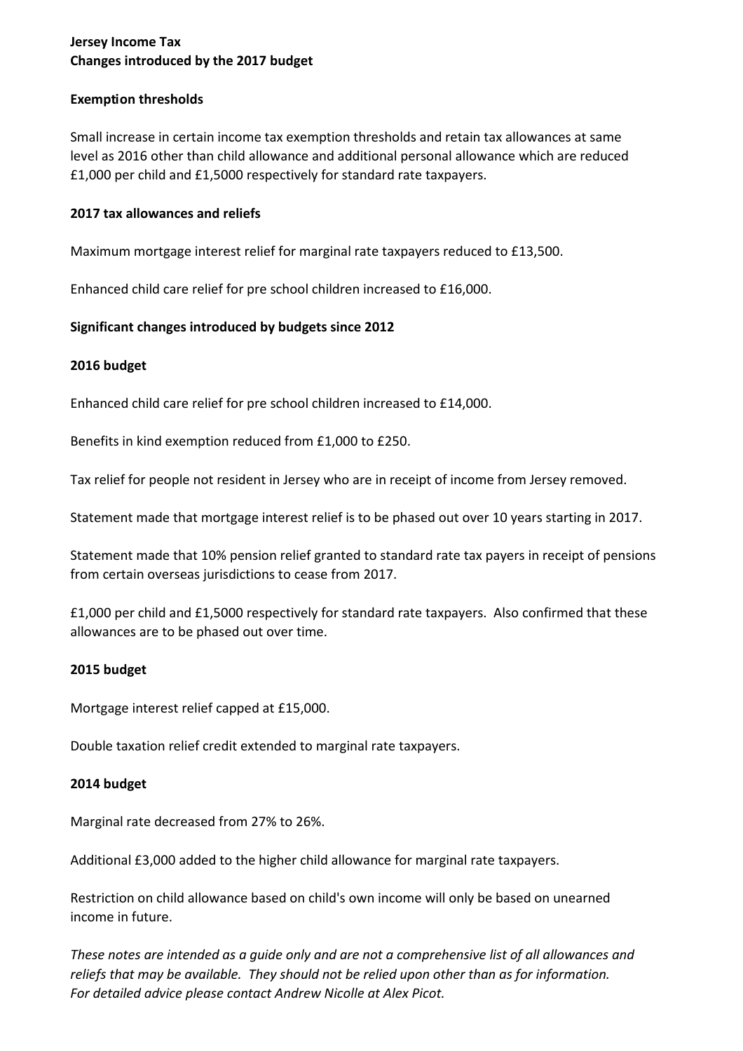**Jersey Income Tax**
**Changes introduced by the 2017 budget**

**Exemption thresholds**

Small increase in certain income tax exemption thresholds and retain tax allowances at same level as 2016 other than child allowance and additional personal allowance which are reduced £1,000 per child and £1,5000 respectively for standard rate taxpayers.

**2017 tax allowances and reliefs**

Maximum mortgage interest relief for marginal rate taxpayers reduced to £13,500.

Enhanced child care relief for pre school children increased to £16,000.

**Significant changes introduced by budgets since 2012**

**2016 budget**

Enhanced child care relief for pre school children increased to £14,000.

Benefits in kind exemption reduced from £1,000 to £250.

Tax relief for people not resident in Jersey who are in receipt of income from Jersey removed.

Statement made that mortgage interest relief is to be phased out over 10 years starting in 2017.

Statement made that 10% pension relief granted to standard rate tax payers in receipt of pensions from certain overseas jurisdictions to cease from 2017.

£1,000 per child and £1,5000 respectively for standard rate taxpayers. Also confirmed that these allowances are to be phased out over time.

**2015 budget**

Mortgage interest relief capped at £15,000.

Double taxation relief credit extended to marginal rate taxpayers.

**2014 budget**

Marginal rate decreased from 27% to 26%.

Additional £3,000 added to the higher child allowance for marginal rate taxpayers.

Restriction on child allowance based on child's own income will only be based on unearned income in future.

*These notes are intended as a guide only and are not a comprehensive list of all allowances and reliefs that may be available. They should not be relied upon other than as for information. For detailed advice please contact Andrew Nicolle at Alex Picot.*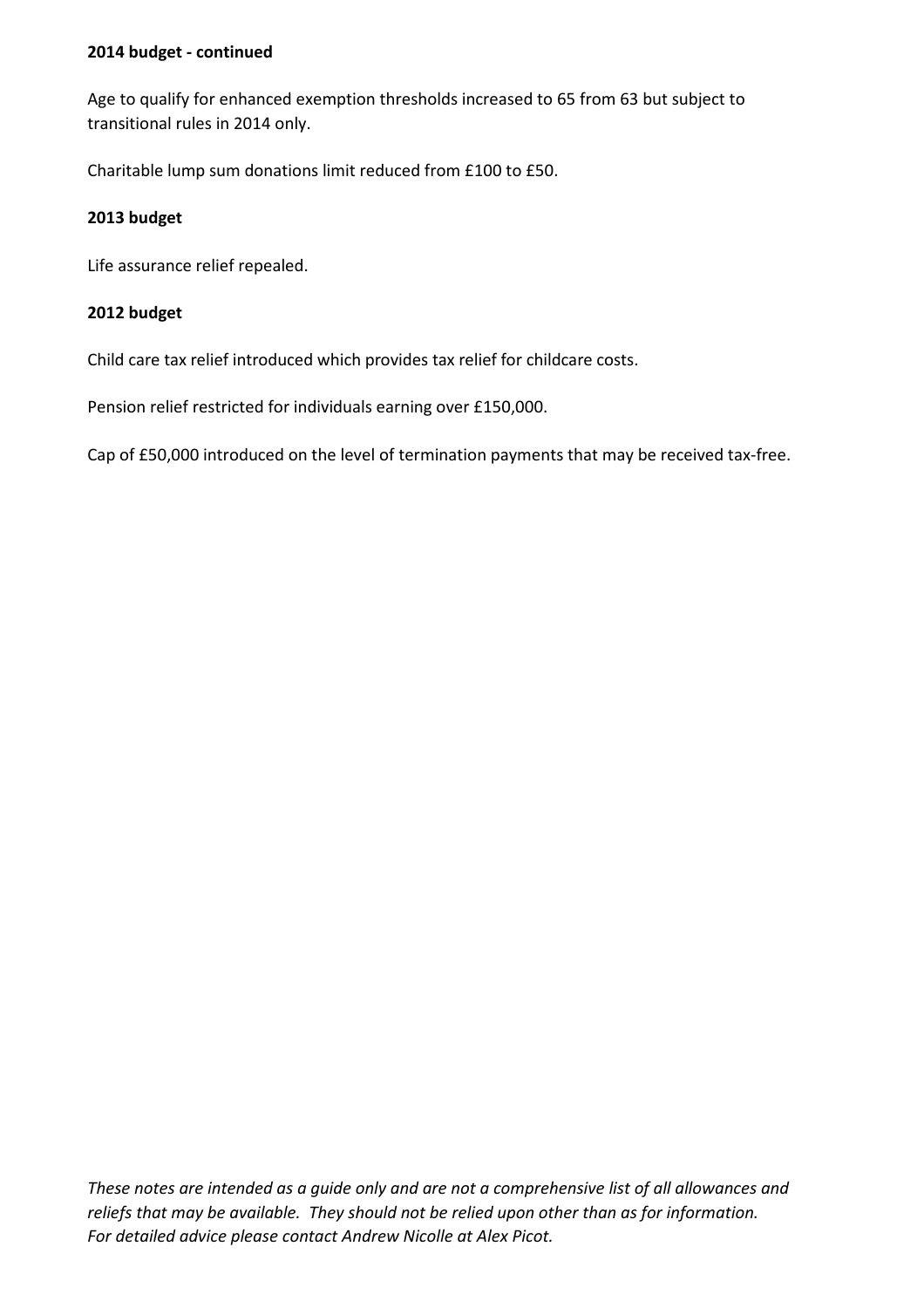**2014 budget - continued**

Age to qualify for enhanced exemption thresholds increased to 65 from 63 but subject to transitional rules in 2014 only.

Charitable lump sum donations limit reduced from £100 to £50.

**2013 budget**

Life assurance relief repealed.

**2012 budget**

Child care tax relief introduced which provides tax relief for childcare costs.

Pension relief restricted for individuals earning over £150,000.

Cap of £50,000 introduced on the level of termination payments that may be received tax-free.

*These notes are intended as a guide only and are not a comprehensive list of all allowances and reliefs that may be available. They should not be relied upon other than as for information. For detailed advice please contact Andrew Nicolle at Alex Picot.*